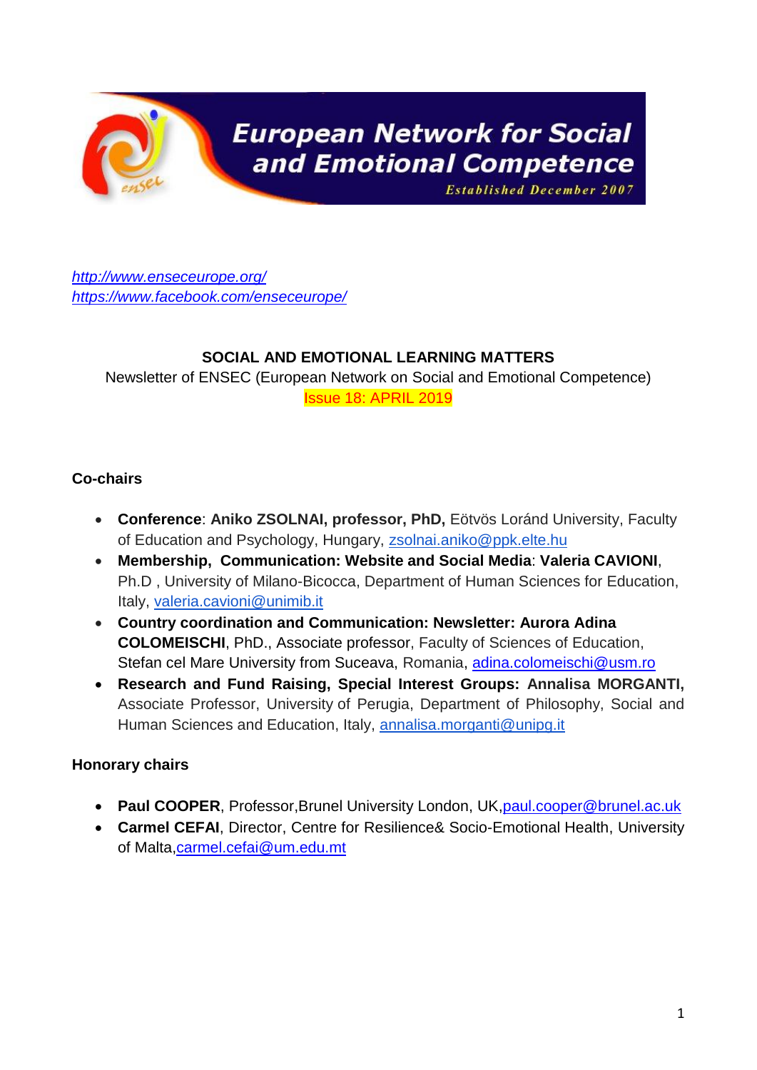European Network for Social and Emotional Competence

Established December 2007

http://www.enseceurope.org/
https://www.facebook.com/enseceurope/

**SOCIAL AND EMOTIONAL LEARNING MATTERS**

Newsletter of ENSEC (European Network on Social and Emotional Competence)

Issue 18: APRIL 2019

**Co-chairs**

- **Conference**: **Aniko ZSOLNAI, professor, PhD,** Eötvös Loránd University, Faculty of Education and Psychology, Hungary, zsolnai.aniko@ppk.elte.hu
- **Membership, Communication: Website and Social Media**: **Valeria CAVIONI**, Ph.D , University of Milano-Bicocca, Department of Human Sciences for Education, Italy, valeria.cavioni@unimib.it
- **Country coordination and Communication: Newsletter: Aurora Adina COLOMEISCHI**, PhD., Associate professor, Faculty of Sciences of Education, Stefan cel Mare University from Suceava, Romania, adina.colomeischi@usm.ro
- **Research and Fund Raising, Special Interest Groups: Annalisa MORGANTI,** Associate Professor, University of Perugia, Department of Philosophy, Social and Human Sciences and Education, Italy, annalisa.morganti@unipg.it

**Honorary chairs**

- **Paul COOPER**, Professor,Brunel University London, UK,paul.cooper@brunel.ac.uk
- **Carmel CEFAI**, Director, Centre for Resilience& Socio-Emotional Health, University of Malta,carmel.cefai@um.edu.mt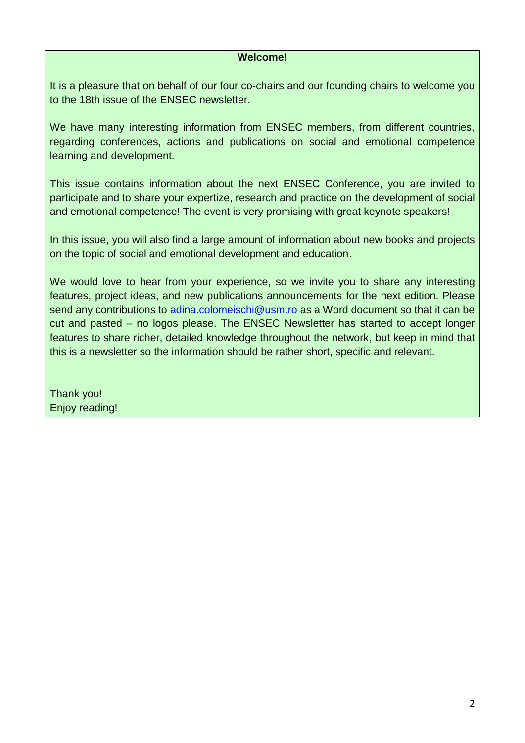**Welcome!**

It is a pleasure that on behalf of our four co-chairs and our founding chairs to welcome you to the 18th issue of the ENSEC newsletter.

We have many interesting information from ENSEC members, from different countries, regarding conferences, actions and publications on social and emotional competence learning and development.

This issue contains information about the next ENSEC Conference, you are invited to participate and to share your expertize, research and practice on the development of social and emotional competence! The event is very promising with great keynote speakers!

In this issue, you will also find a large amount of information about new books and projects on the topic of social and emotional development and education.

We would love to hear from your experience, so we invite you to share any interesting features, project ideas, and new publications announcements for the next edition. Please send any contributions to adina.colomeischi@usm.ro as a Word document so that it can be cut and pasted – no logos please. The ENSEC Newsletter has started to accept longer features to share richer, detailed knowledge throughout the network, but keep in mind that this is a newsletter so the information should be rather short, specific and relevant.

Thank you!
Enjoy reading!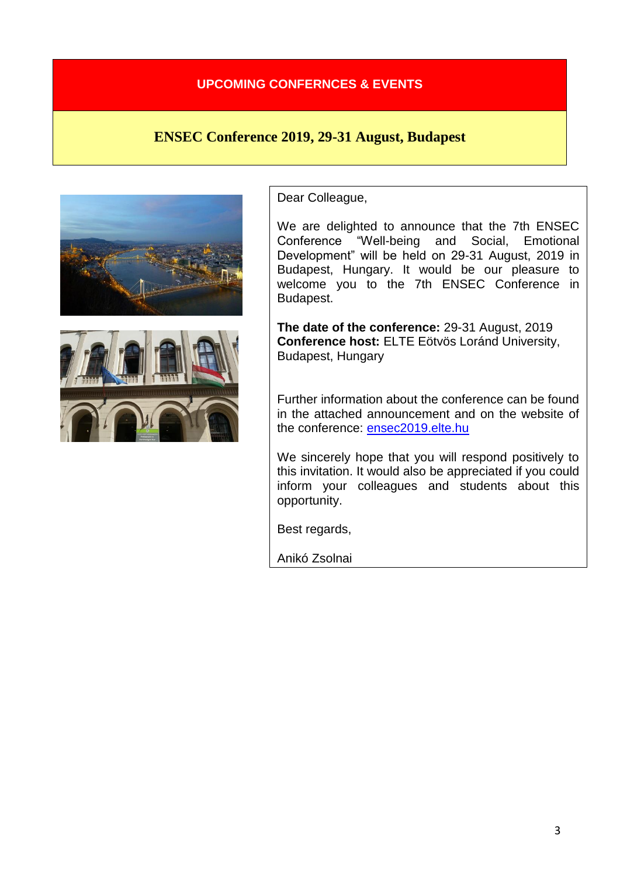## UPCOMING CONFERNCES & EVENTS

### ENSEC Conference 2019, 29-31 August, Budapest

Dear Colleague,

We are delighted to announce that the 7th ENSEC Conference "Well-being and Social, Emotional Development" will be held on 29-31 August, 2019 in Budapest, Hungary. It would be our pleasure to welcome you to the 7th ENSEC Conference in Budapest.

**The date of the conference:** 29-31 August, 2019
**Conference host:** ELTE Eötvös Loránd University, Budapest, Hungary

Further information about the conference can be found in the attached announcement and on the website of the conference: [ensec2019.elte.hu](ensec2019.elte.hu)

We sincerely hope that you will respond positively to this invitation. It would also be appreciated if you could inform your colleagues and students about this opportunity.

Best regards,

Anikó Zsolnai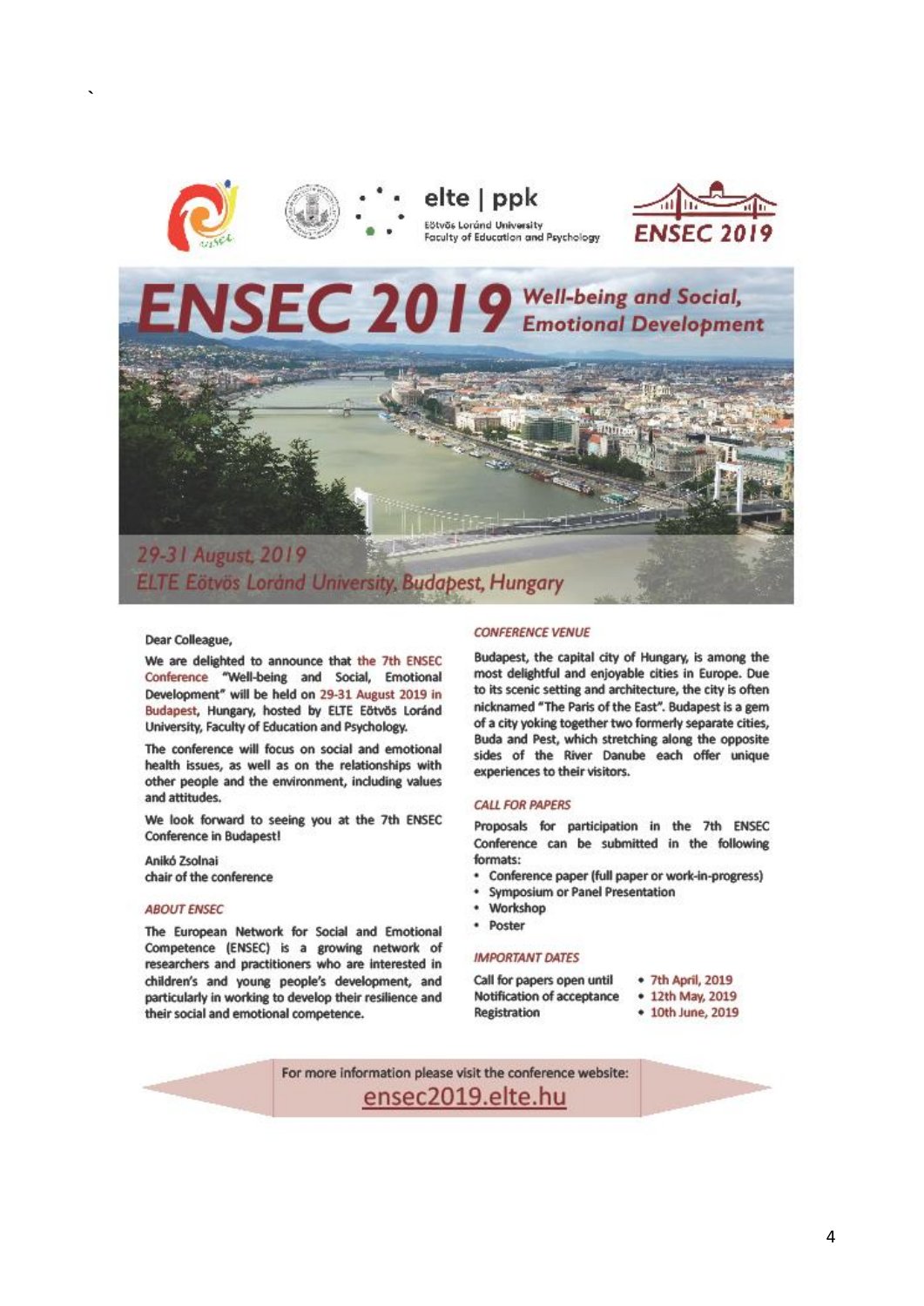elte | ppk

Eötvös Loránd University
Faculty of Education and Psychology

ENSEC 2019

# ENSEC 2019 Well-being and Social, Emotional Development

*29-31 August, 2019*
*ELTE Eötvös Loránd University, Budapest, Hungary*

Dear Colleague,

We are delighted to announce that the 7th ENSEC Conference "Well-being and Social, Emotional Development" will be held on 29-31 August 2019 in Budapest, Hungary, hosted by ELTE Eötvös Loránd University, Faculty of Education and Psychology.

The conference will focus on social and emotional health issues, as well as on the relationships with other people and the environment, including values and attitudes.

We look forward to seeing you at the 7th ENSEC Conference in Budapest!

Anikó Zsolnai
chair of the conference

### *ABOUT ENSEC*

The European Network for Social and Emotional Competence (ENSEC) is a growing network of researchers and practitioners who are interested in children's and young people's development, and particularly in working to develop their resilience and their social and emotional competence.

### *CONFERENCE VENUE*

Budapest, the capital city of Hungary, is among the most delightful and enjoyable cities in Europe. Due to its scenic setting and architecture, the city is often nicknamed "The Paris of the East". Budapest is a gem of a city yoking together two formerly separate cities, Buda and Pest, which stretching along the opposite sides of the River Danube each offer unique experiences to their visitors.

### *CALL FOR PAPERS*

Proposals for participation in the 7th ENSEC Conference can be submitted in the following formats:

- Conference paper (full paper or work-in-progress)
- Symposium or Panel Presentation
- Workshop
- Poster

### *IMPORTANT DATES*

| | |
|---|---|
| Call for papers open until | 7th April, 2019 |
| Notification of acceptance | 12th May, 2019 |
| Registration | 10th June, 2019 |

For more information please visit the conference website:
ensec2019.elte.hu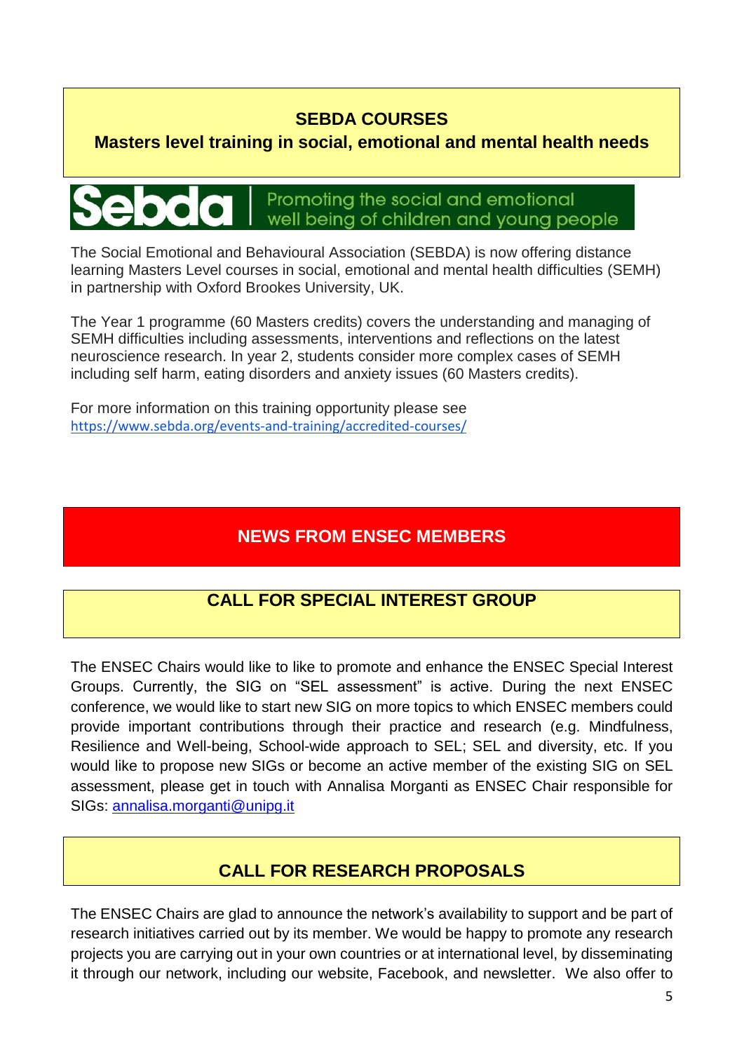## SEBDA COURSES

### Masters level training in social, emotional and mental health needs

**Sebda** | Promoting the social and emotional well being of children and young people

The Social Emotional and Behavioural Association (SEBDA) is now offering distance learning Masters Level courses in social, emotional and mental health difficulties (SEMH) in partnership with Oxford Brookes University, UK.

The Year 1 programme (60 Masters credits) covers the understanding and managing of SEMH difficulties including assessments, interventions and reflections on the latest neuroscience research. In year 2, students consider more complex cases of SEMH including self harm, eating disorders and anxiety issues (60 Masters credits).

For more information on this training opportunity please see https://www.sebda.org/events-and-training/accredited-courses/

## NEWS FROM ENSEC MEMBERS

### CALL FOR SPECIAL INTEREST GROUP

The ENSEC Chairs would like to like to promote and enhance the ENSEC Special Interest Groups. Currently, the SIG on "SEL assessment" is active. During the next ENSEC conference, we would like to start new SIG on more topics to which ENSEC members could provide important contributions through their practice and research (e.g. Mindfulness, Resilience and Well-being, School-wide approach to SEL; SEL and diversity, etc. If you would like to propose new SIGs or become an active member of the existing SIG on SEL assessment, please get in touch with Annalisa Morganti as ENSEC Chair responsible for SIGs: annalisa.morganti@unipg.it

### CALL FOR RESEARCH PROPOSALS

The ENSEC Chairs are glad to announce the network's availability to support and be part of research initiatives carried out by its member. We would be happy to promote any research projects you are carrying out in your own countries or at international level, by disseminating it through our network, including our website, Facebook, and newsletter. We also offer to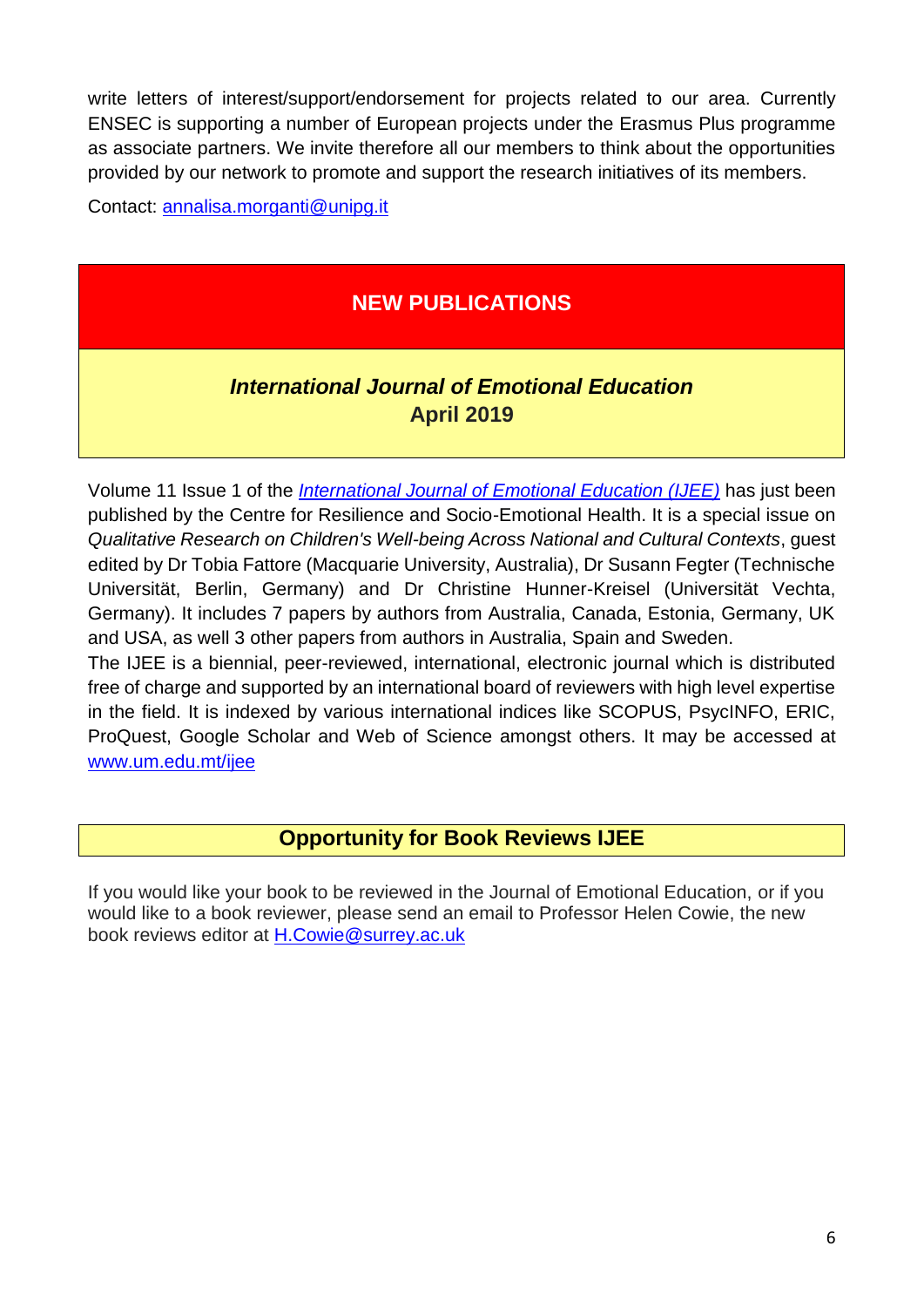write letters of interest/support/endorsement for projects related to our area. Currently ENSEC is supporting a number of European projects under the Erasmus Plus programme as associate partners. We invite therefore all our members to think about the opportunities provided by our network to promote and support the research initiatives of its members.

Contact: annalisa.morganti@unipg.it

## NEW PUBLICATIONS

### *International Journal of Emotional Education* April 2019

Volume 11 Issue 1 of the *International Journal of Emotional Education (IJEE)* has just been published by the Centre for Resilience and Socio-Emotional Health. It is a special issue on *Qualitative Research on Children's Well-being Across National and Cultural Contexts*, guest edited by Dr Tobia Fattore (Macquarie University, Australia), Dr Susann Fegter (Technische Universität, Berlin, Germany) and Dr Christine Hunner-Kreisel (Universität Vechta, Germany). It includes 7 papers by authors from Australia, Canada, Estonia, Germany, UK and USA, as well 3 other papers from authors in Australia, Spain and Sweden.

The IJEE is a biennial, peer-reviewed, international, electronic journal which is distributed free of charge and supported by an international board of reviewers with high level expertise in the field. It is indexed by various international indices like SCOPUS, PsycINFO, ERIC, ProQuest, Google Scholar and Web of Science amongst others. It may be accessed at www.um.edu.mt/ijee

### Opportunity for Book Reviews IJEE

If you would like your book to be reviewed in the Journal of Emotional Education, or if you would like to a book reviewer, please send an email to Professor Helen Cowie, the new book reviews editor at H.Cowie@surrey.ac.uk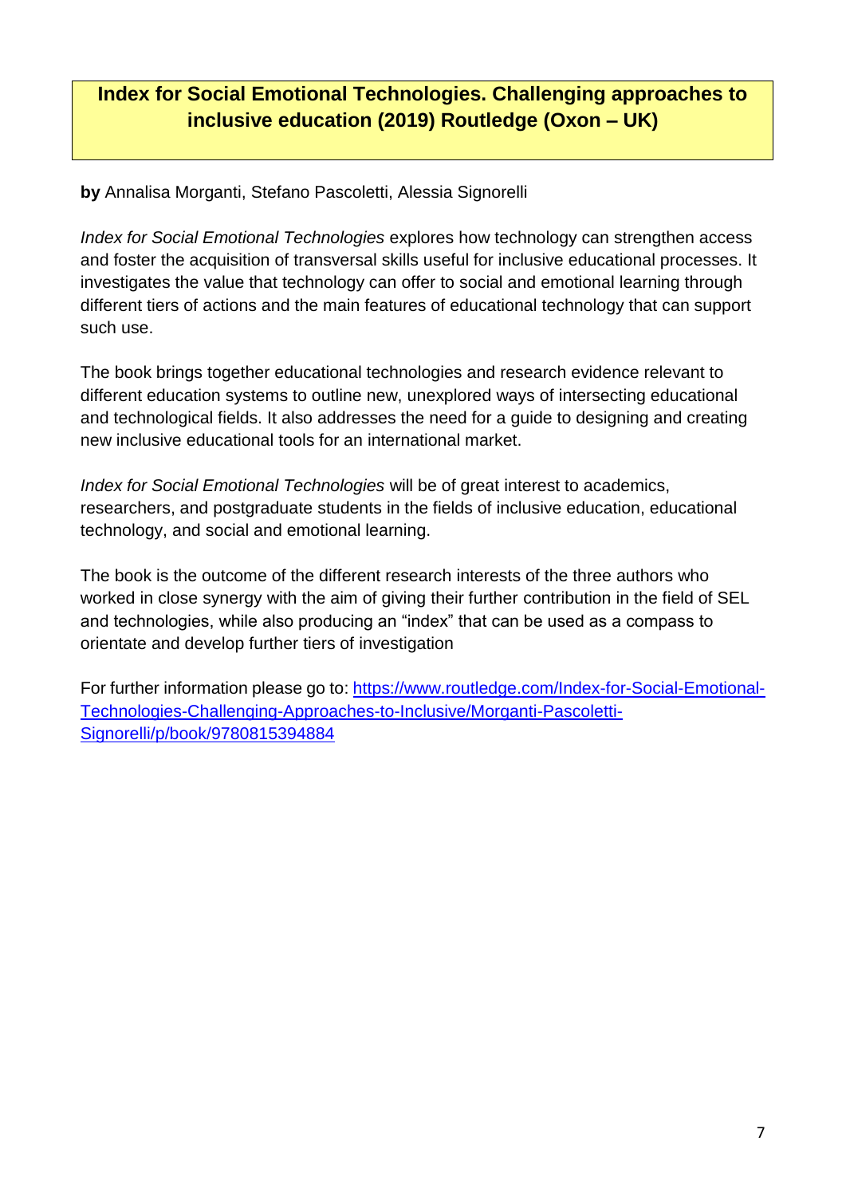## Index for Social Emotional Technologies. Challenging approaches to inclusive education (2019) Routledge (Oxon – UK)

**by** Annalisa Morganti, Stefano Pascoletti, Alessia Signorelli

*Index for Social Emotional Technologies* explores how technology can strengthen access and foster the acquisition of transversal skills useful for inclusive educational processes. It investigates the value that technology can offer to social and emotional learning through different tiers of actions and the main features of educational technology that can support such use.

The book brings together educational technologies and research evidence relevant to different education systems to outline new, unexplored ways of intersecting educational and technological fields. It also addresses the need for a guide to designing and creating new inclusive educational tools for an international market.

*Index for Social Emotional Technologies* will be of great interest to academics, researchers, and postgraduate students in the fields of inclusive education, educational technology, and social and emotional learning.

The book is the outcome of the different research interests of the three authors who worked in close synergy with the aim of giving their further contribution in the field of SEL and technologies, while also producing an "index" that can be used as a compass to orientate and develop further tiers of investigation

For further information please go to: [https://www.routledge.com/Index-for-Social-Emotional-Technologies-Challenging-Approaches-to-Inclusive/Morganti-Pascoletti-Signorelli/p/book/9780815394884](https://www.routledge.com/Index-for-Social-Emotional-Technologies-Challenging-Approaches-to-Inclusive/Morganti-Pascoletti-Signorelli/p/book/9780815394884)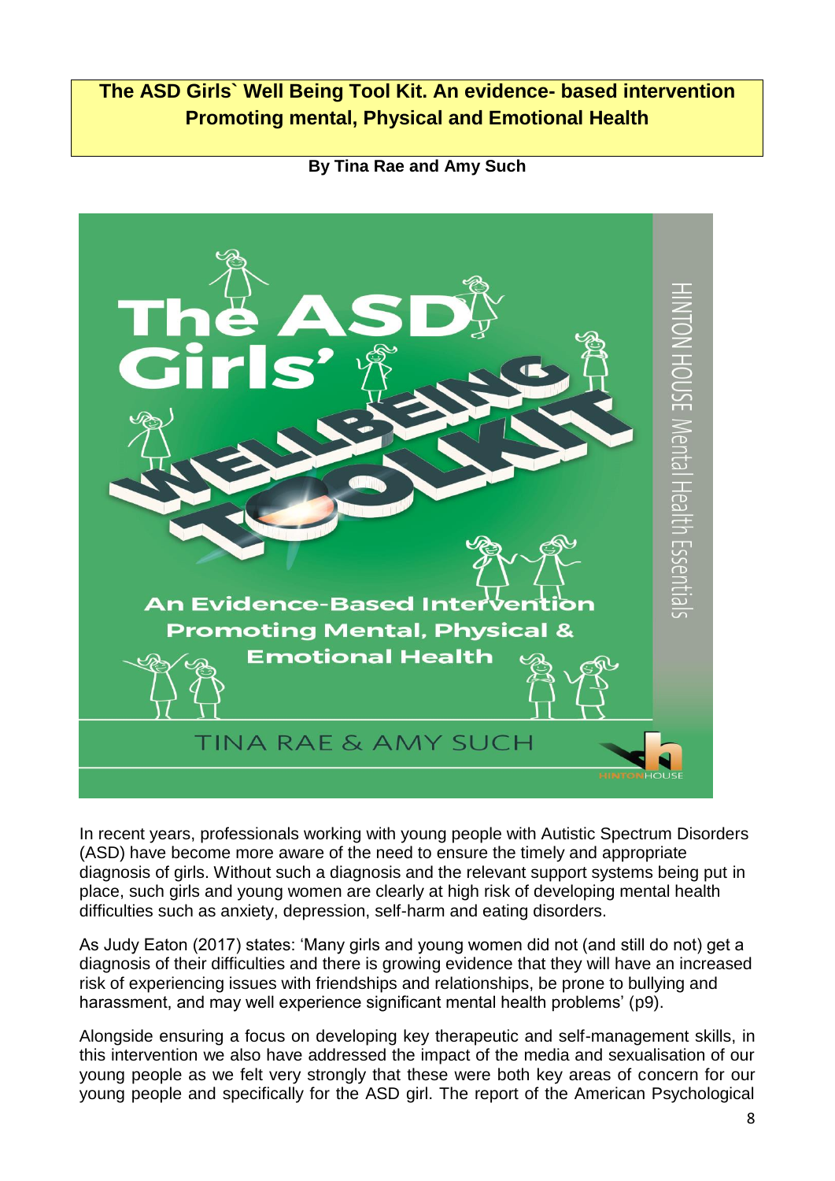**The ASD Girls` Well Being Tool Kit. An evidence- based intervention Promoting mental, Physical and Emotional Health**

**By Tina Rae and Amy Such**

In recent years, professionals working with young people with Autistic Spectrum Disorders (ASD) have become more aware of the need to ensure the timely and appropriate diagnosis of girls. Without such a diagnosis and the relevant support systems being put in place, such girls and young women are clearly at high risk of developing mental health difficulties such as anxiety, depression, self-harm and eating disorders.

As Judy Eaton (2017) states: 'Many girls and young women did not (and still do not) get a diagnosis of their difficulties and there is growing evidence that they will have an increased risk of experiencing issues with friendships and relationships, be prone to bullying and harassment, and may well experience significant mental health problems' (p9).

Alongside ensuring a focus on developing key therapeutic and self-management skills, in this intervention we also have addressed the impact of the media and sexualisation of our young people as we felt very strongly that these were both key areas of concern for our young people and specifically for the ASD girl. The report of the American Psychological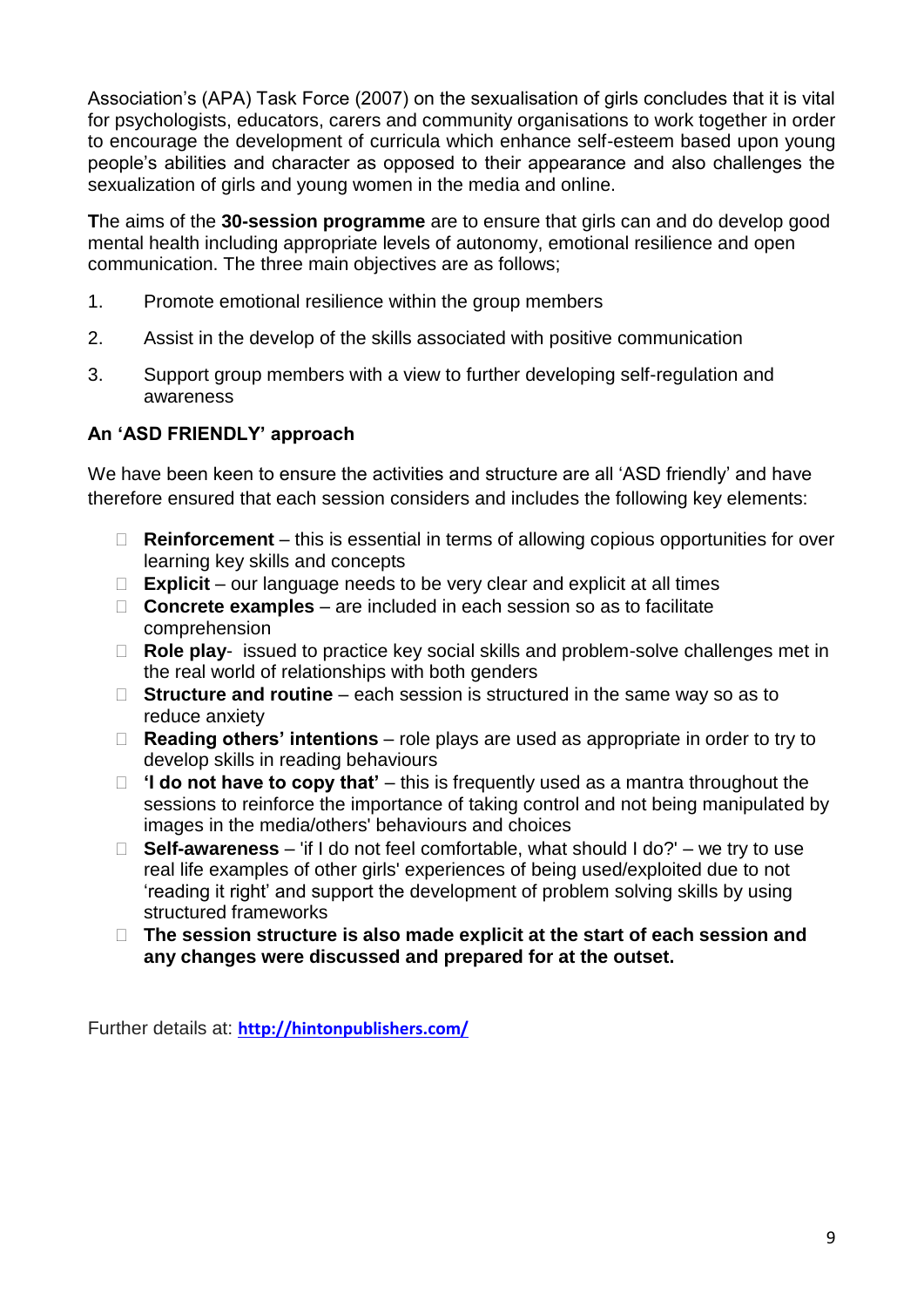Association's (APA) Task Force (2007) on the sexualisation of girls concludes that it is vital for psychologists, educators, carers and community organisations to work together in order to encourage the development of curricula which enhance self-esteem based upon young people's abilities and character as opposed to their appearance and also challenges the sexualization of girls and young women in the media and online.

**T**he aims of the **30-session programme** are to ensure that girls can and do develop good mental health including appropriate levels of autonomy, emotional resilience and open communication. The three main objectives are as follows;

1. Promote emotional resilience within the group members
2. Assist in the develop of the skills associated with positive communication
3. Support group members with a view to further developing self-regulation and awareness

### An 'ASD FRIENDLY' approach

We have been keen to ensure the activities and structure are all 'ASD friendly' and have therefore ensured that each session considers and includes the following key elements:

- **Reinforcement** – this is essential in terms of allowing copious opportunities for over learning key skills and concepts
- **Explicit** – our language needs to be very clear and explicit at all times
- **Concrete examples** – are included in each session so as to facilitate comprehension
- **Role play**- issued to practice key social skills and problem-solve challenges met in the real world of relationships with both genders
- **Structure and routine** – each session is structured in the same way so as to reduce anxiety
- **Reading others' intentions** – role plays are used as appropriate in order to try to develop skills in reading behaviours
- **'I do not have to copy that'** – this is frequently used as a mantra throughout the sessions to reinforce the importance of taking control and not being manipulated by images in the media/others' behaviours and choices
- **Self-awareness** – 'if I do not feel comfortable, what should I do?' – we try to use real life examples of other girls' experiences of being used/exploited due to not 'reading it right' and support the development of problem solving skills by using structured frameworks
- **The session structure is also made explicit at the start of each session and any changes were discussed and prepared for at the outset.**

Further details at: **http://hintonpublishers.com/**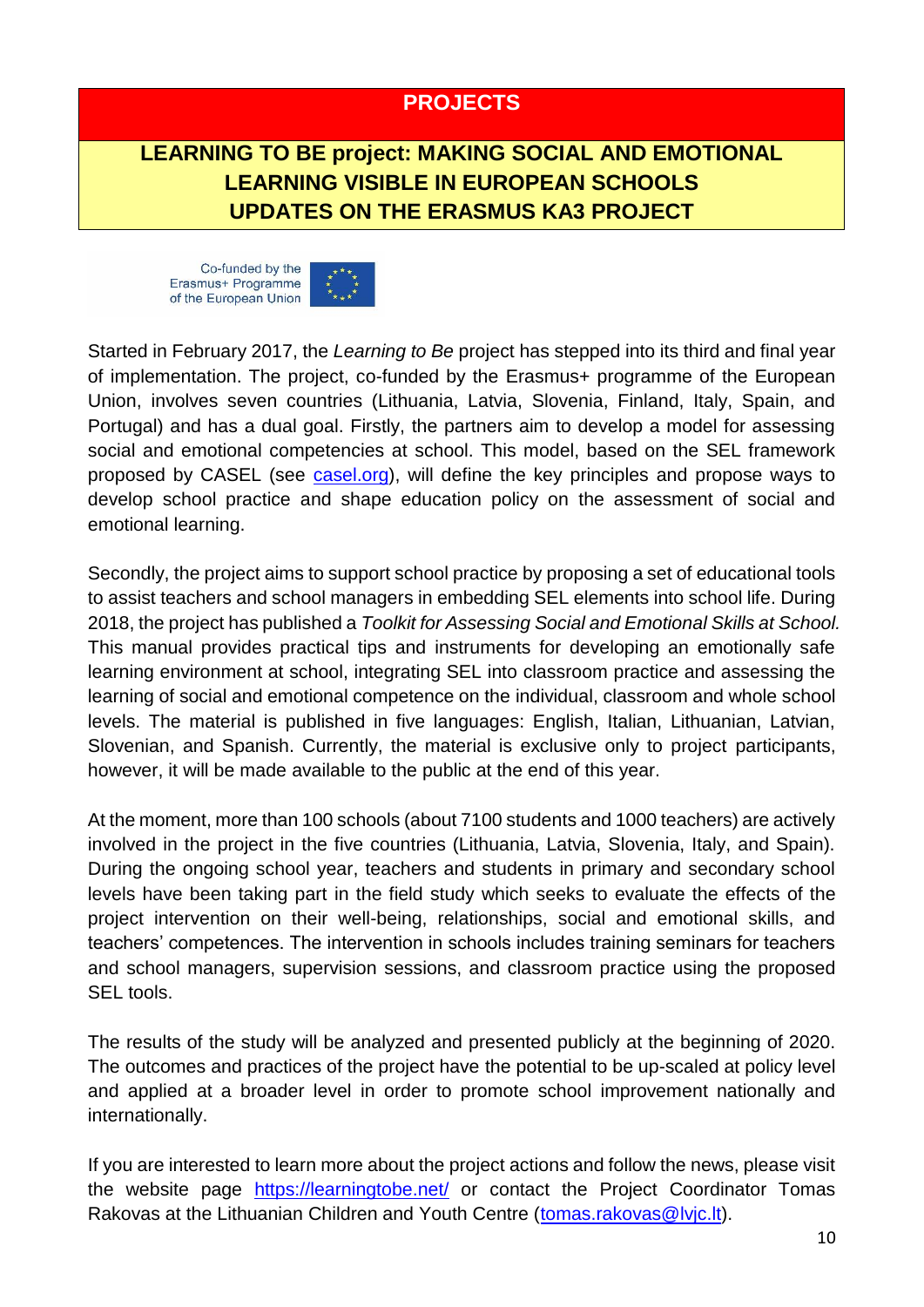# PROJECTS

## LEARNING TO BE project: MAKING SOCIAL AND EMOTIONAL LEARNING VISIBLE IN EUROPEAN SCHOOLS UPDATES ON THE ERASMUS KA3 PROJECT

Co-funded by the Erasmus+ Programme of the European Union

Started in February 2017, the *Learning to Be* project has stepped into its third and final year of implementation. The project, co-funded by the Erasmus+ programme of the European Union, involves seven countries (Lithuania, Latvia, Slovenia, Finland, Italy, Spain, and Portugal) and has a dual goal. Firstly, the partners aim to develop a model for assessing social and emotional competencies at school. This model, based on the SEL framework proposed by CASEL (see [casel.org](casel.org)), will define the key principles and propose ways to develop school practice and shape education policy on the assessment of social and emotional learning.

Secondly, the project aims to support school practice by proposing a set of educational tools to assist teachers and school managers in embedding SEL elements into school life. During 2018, the project has published a *Toolkit for Assessing Social and Emotional Skills at School.* This manual provides practical tips and instruments for developing an emotionally safe learning environment at school, integrating SEL into classroom practice and assessing the learning of social and emotional competence on the individual, classroom and whole school levels. The material is published in five languages: English, Italian, Lithuanian, Latvian, Slovenian, and Spanish. Currently, the material is exclusive only to project participants, however, it will be made available to the public at the end of this year.

At the moment, more than 100 schools (about 7100 students and 1000 teachers) are actively involved in the project in the five countries (Lithuania, Latvia, Slovenia, Italy, and Spain). During the ongoing school year, teachers and students in primary and secondary school levels have been taking part in the field study which seeks to evaluate the effects of the project intervention on their well-being, relationships, social and emotional skills, and teachers' competences. The intervention in schools includes training seminars for teachers and school managers, supervision sessions, and classroom practice using the proposed SEL tools.

The results of the study will be analyzed and presented publicly at the beginning of 2020. The outcomes and practices of the project have the potential to be up-scaled at policy level and applied at a broader level in order to promote school improvement nationally and internationally.

If you are interested to learn more about the project actions and follow the news, please visit the website page [https://learningtobe.net/](https://learningtobe.net/) or contact the Project Coordinator Tomas Rakovas at the Lithuanian Children and Youth Centre ([tomas.rakovas@lvjc.lt](mailto:tomas.rakovas@lvjc.lt)).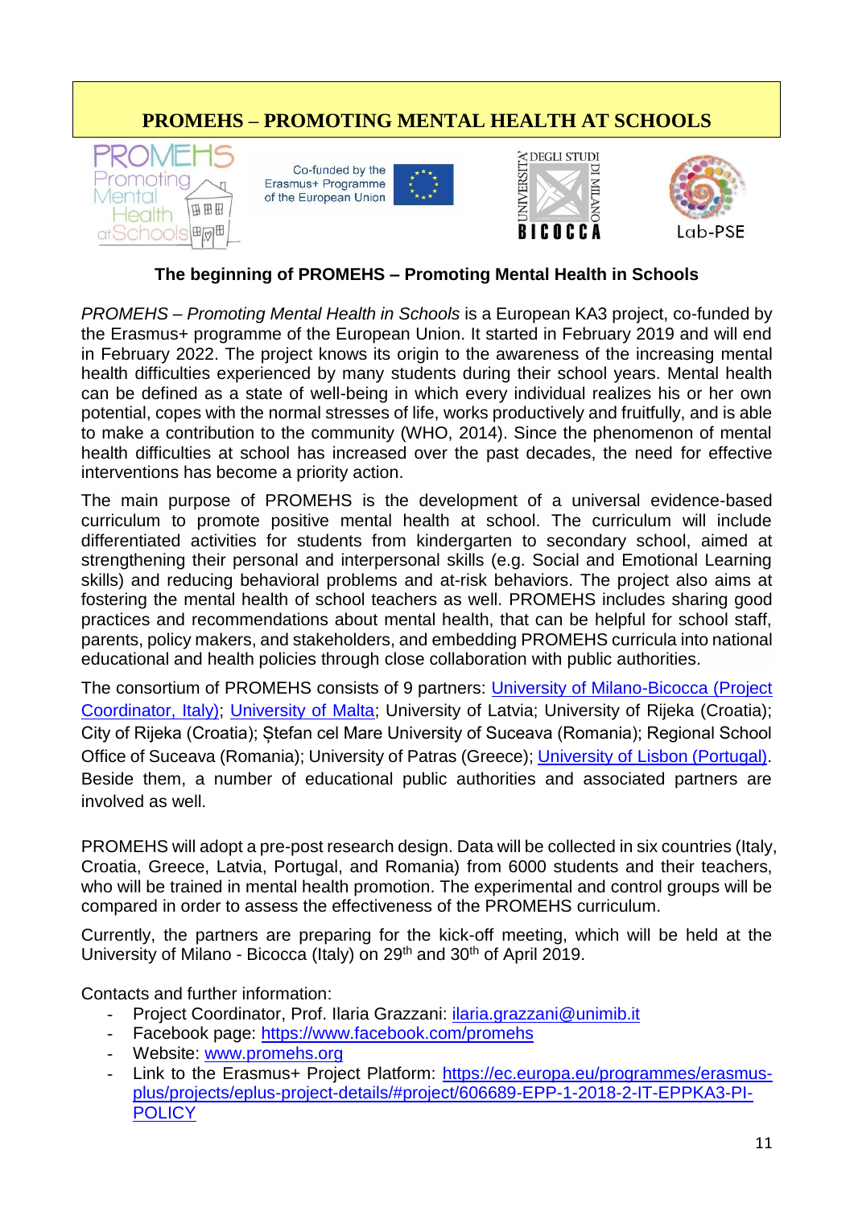## PROMEHS – PROMOTING MENTAL HEALTH AT SCHOOLS

### The beginning of PROMEHS – Promoting Mental Health in Schools

*PROMEHS – Promoting Mental Health in Schools* is a European KA3 project, co-funded by the Erasmus+ programme of the European Union. It started in February 2019 and will end in February 2022. The project knows its origin to the awareness of the increasing mental health difficulties experienced by many students during their school years. Mental health can be defined as a state of well-being in which every individual realizes his or her own potential, copes with the normal stresses of life, works productively and fruitfully, and is able to make a contribution to the community (WHO, 2014). Since the phenomenon of mental health difficulties at school has increased over the past decades, the need for effective interventions has become a priority action.

The main purpose of PROMEHS is the development of a universal evidence-based curriculum to promote positive mental health at school. The curriculum will include differentiated activities for students from kindergarten to secondary school, aimed at strengthening their personal and interpersonal skills (e.g. Social and Emotional Learning skills) and reducing behavioral problems and at-risk behaviors. The project also aims at fostering the mental health of school teachers as well. PROMEHS includes sharing good practices and recommendations about mental health, that can be helpful for school staff, parents, policy makers, and stakeholders, and embedding PROMEHS curricula into national educational and health policies through close collaboration with public authorities.

The consortium of PROMEHS consists of 9 partners: University of Milano-Bicocca (Project Coordinator, Italy); University of Malta; University of Latvia; University of Rijeka (Croatia); City of Rijeka (Croatia); Ștefan cel Mare University of Suceava (Romania); Regional School Office of Suceava (Romania); University of Patras (Greece); University of Lisbon (Portugal). Beside them, a number of educational public authorities and associated partners are involved as well.

PROMEHS will adopt a pre-post research design. Data will be collected in six countries (Italy, Croatia, Greece, Latvia, Portugal, and Romania) from 6000 students and their teachers, who will be trained in mental health promotion. The experimental and control groups will be compared in order to assess the effectiveness of the PROMEHS curriculum.

Currently, the partners are preparing for the kick-off meeting, which will be held at the University of Milano - Bicocca (Italy) on 29th and 30th of April 2019.

Contacts and further information:

- Project Coordinator, Prof. Ilaria Grazzani: ilaria.grazzani@unimib.it
- Facebook page: https://www.facebook.com/promehs
- Website: www.promehs.org
- Link to the Erasmus+ Project Platform: https://ec.europa.eu/programmes/erasmus-plus/projects/eplus-project-details/#project/606689-EPP-1-2018-2-IT-EPPKA3-PI-POLICY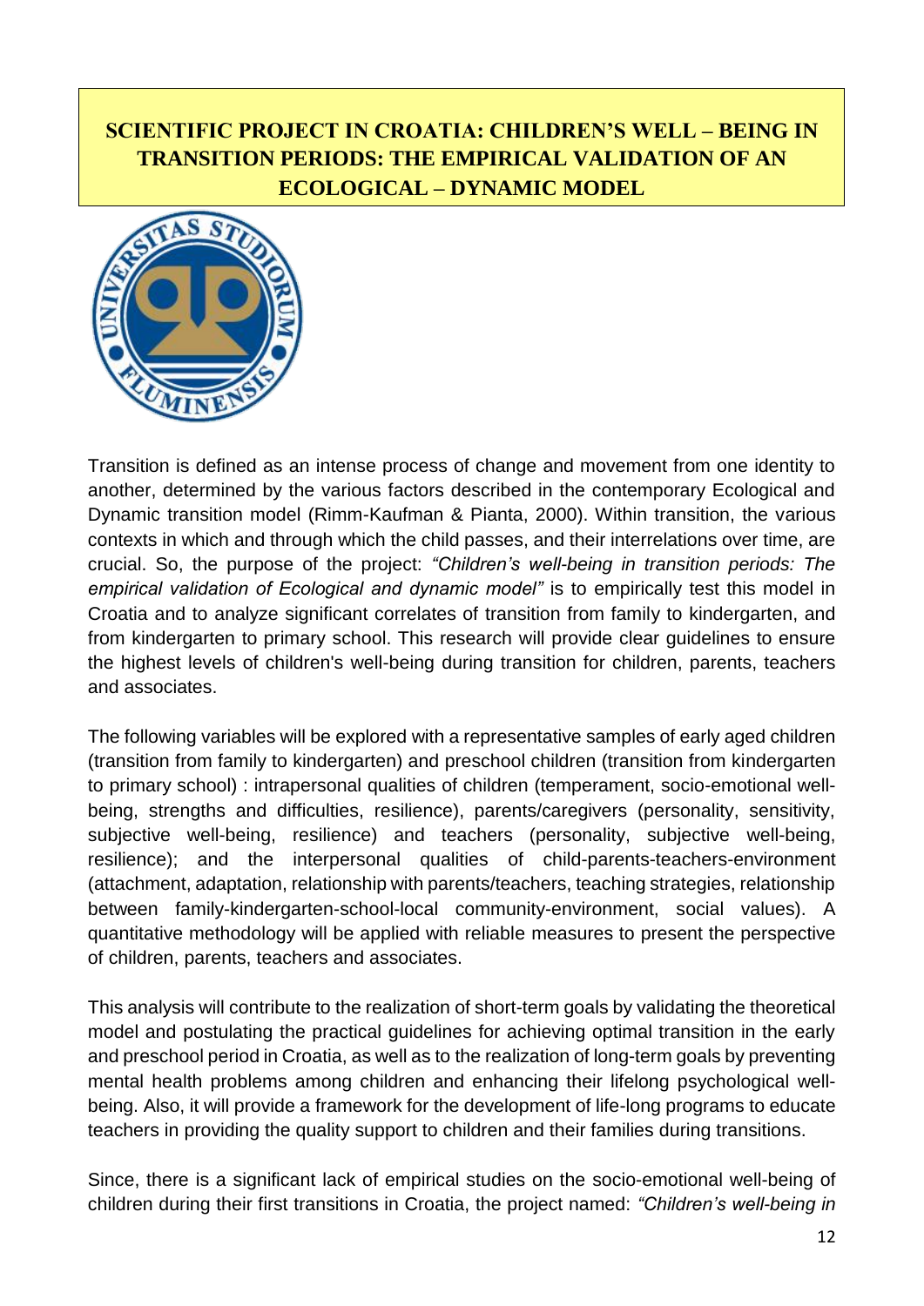## SCIENTIFIC PROJECT IN CROATIA: CHILDREN'S WELL – BEING IN TRANSITION PERIODS: THE EMPIRICAL VALIDATION OF AN ECOLOGICAL – DYNAMIC MODEL

Transition is defined as an intense process of change and movement from one identity to another, determined by the various factors described in the contemporary Ecological and Dynamic transition model (Rimm-Kaufman & Pianta, 2000). Within transition, the various contexts in which and through which the child passes, and their interrelations over time, are crucial. So, the purpose of the project: *"Children's well-being in transition periods: The empirical validation of Ecological and dynamic model"* is to empirically test this model in Croatia and to analyze significant correlates of transition from family to kindergarten, and from kindergarten to primary school. This research will provide clear guidelines to ensure the highest levels of children's well-being during transition for children, parents, teachers and associates.

The following variables will be explored with a representative samples of early aged children (transition from family to kindergarten) and preschool children (transition from kindergarten to primary school) : intrapersonal qualities of children (temperament, socio-emotional well-being, strengths and difficulties, resilience), parents/caregivers (personality, sensitivity, subjective well-being, resilience) and teachers (personality, subjective well-being, resilience); and the interpersonal qualities of child-parents-teachers-environment (attachment, adaptation, relationship with parents/teachers, teaching strategies, relationship between family-kindergarten-school-local community-environment, social values). A quantitative methodology will be applied with reliable measures to present the perspective of children, parents, teachers and associates.

This analysis will contribute to the realization of short-term goals by validating the theoretical model and postulating the practical guidelines for achieving optimal transition in the early and preschool period in Croatia, as well as to the realization of long-term goals by preventing mental health problems among children and enhancing their lifelong psychological well-being. Also, it will provide a framework for the development of life-long programs to educate teachers in providing the quality support to children and their families during transitions.

Since, there is a significant lack of empirical studies on the socio-emotional well-being of children during their first transitions in Croatia, the project named: *"Children's well-being in*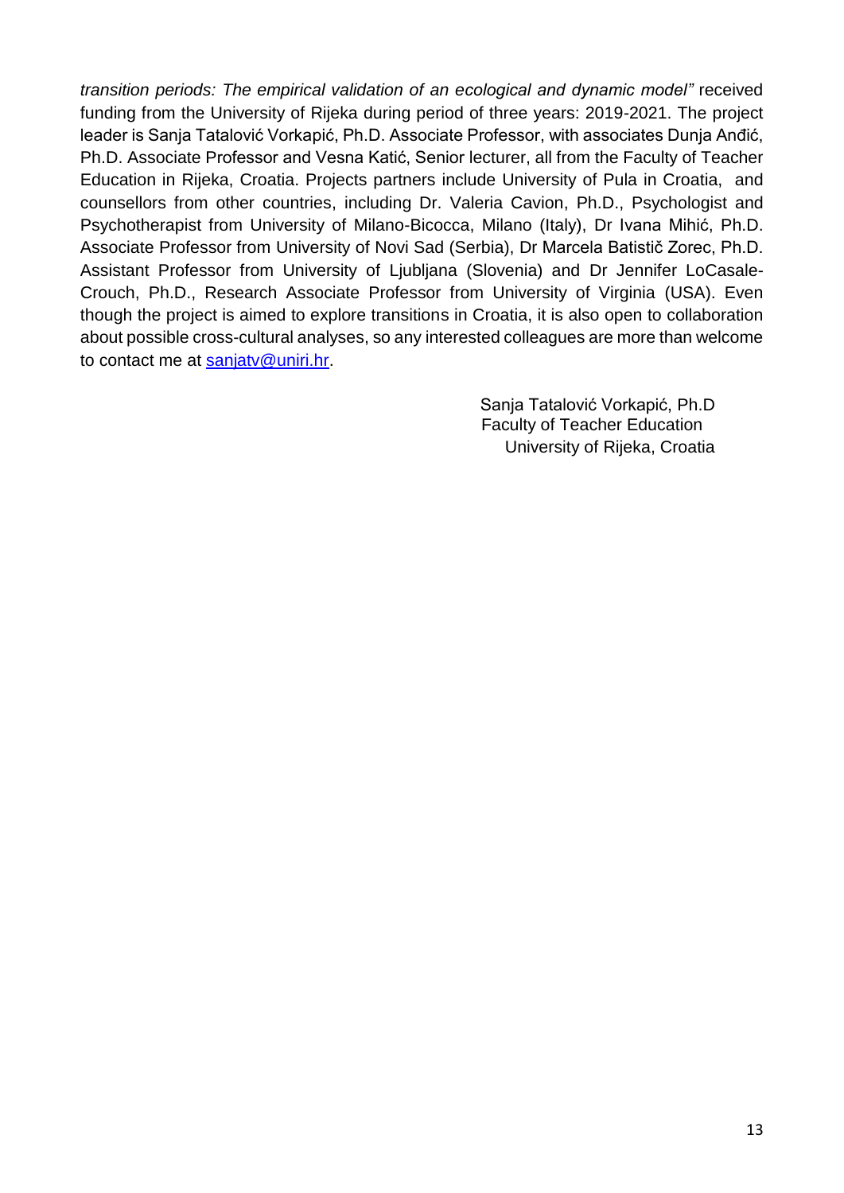*transition periods: The empirical validation of an ecological and dynamic model"* received funding from the University of Rijeka during period of three years: 2019-2021. The project leader is Sanja Tatalović Vorkapić, Ph.D. Associate Professor, with associates Dunja Anđić, Ph.D. Associate Professor and Vesna Katić, Senior lecturer, all from the Faculty of Teacher Education in Rijeka, Croatia. Projects partners include University of Pula in Croatia, and counsellors from other countries, including Dr. Valeria Cavion, Ph.D., Psychologist and Psychotherapist from University of Milano-Bicocca, Milano (Italy), Dr Ivana Mihić, Ph.D. Associate Professor from University of Novi Sad (Serbia), Dr Marcela Batistič Zorec, Ph.D. Assistant Professor from University of Ljubljana (Slovenia) and Dr Jennifer LoCasale-Crouch, Ph.D., Research Associate Professor from University of Virginia (USA). Even though the project is aimed to explore transitions in Croatia, it is also open to collaboration about possible cross-cultural analyses, so any interested colleagues are more than welcome to contact me at sanjatv@uniri.hr.

Sanja Tatalović Vorkapić, Ph.D
Faculty of Teacher Education
University of Rijeka, Croatia